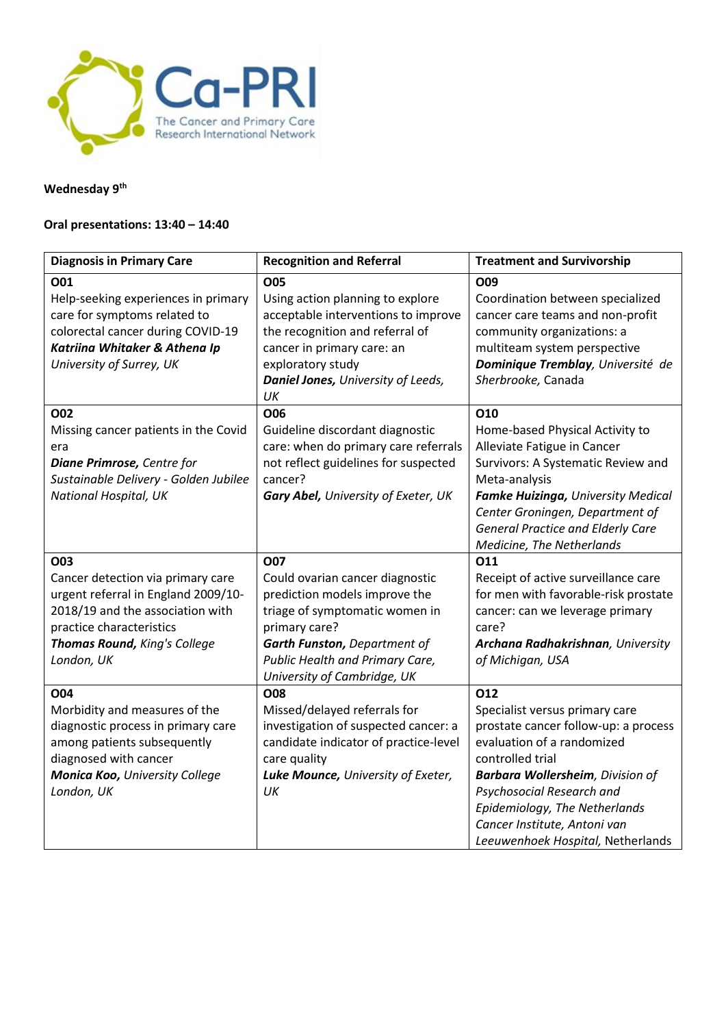Ca-PRI

The Cancer and Primary Care Research International Network

**Wednesday 9th**

**Oral presentations: 13:40 – 14:40**

| Diagnosis in Primary Care | Recognition and Referral | Treatment and Survivorship |
| --- | --- | --- |
| **O01**<br>Help-seeking experiences in primary care for symptoms related to colorectal cancer during COVID-19<br>***Katriina Whitaker & Athena Ip***<br>*University of Surrey, UK* | **O05**<br>Using action planning to explore acceptable interventions to improve the recognition and referral of cancer in primary care: an exploratory study<br>***Daniel Jones,*** *University of Leeds, UK* | **O09**<br>Coordination between specialized cancer care teams and non-profit community organizations: a multiteam system perspective<br>***Dominique Tremblay****, Université de Sherbrooke,* Canada |
| **O02**<br>Missing cancer patients in the Covid era<br>***Diane Primrose,*** *Centre for Sustainable Delivery - Golden Jubilee National Hospital, UK* | **O06**<br>Guideline discordant diagnostic care: when do primary care referrals not reflect guidelines for suspected cancer?<br>***Gary Abel,*** *University of Exeter, UK* | **O10**<br>Home-based Physical Activity to Alleviate Fatigue in Cancer Survivors: A Systematic Review and Meta-analysis<br>***Famke Huizinga,*** *University Medical Center Groningen, Department of General Practice and Elderly Care Medicine, The Netherlands* |
| **O03**<br>Cancer detection via primary care urgent referral in England 2009/10-2018/19 and the association with practice characteristics<br>***Thomas Round,*** *King's College London, UK* | **O07**<br>Could ovarian cancer diagnostic prediction models improve the triage of symptomatic women in primary care?<br>***Garth Funston,*** *Department of Public Health and Primary Care, University of Cambridge, UK* | **O11**<br>Receipt of active surveillance care for men with favorable-risk prostate cancer: can we leverage primary care?<br>***Archana Radhakrishnan,*** *University of Michigan, USA* |
| **O04**<br>Morbidity and measures of the diagnostic process in primary care among patients subsequently diagnosed with cancer<br>***Monica Koo,*** *University College London, UK* | **O08**<br>Missed/delayed referrals for investigation of suspected cancer: a candidate indicator of practice-level care quality<br>***Luke Mounce,*** *University of Exeter, UK* | **O12**<br>Specialist versus primary care prostate cancer follow-up: a process evaluation of a randomized controlled trial<br>***Barbara Wollersheim,*** *Division of Psychosocial Research and Epidemiology, The Netherlands Cancer Institute, Antoni van Leeuwenhoek Hospital,* Netherlands |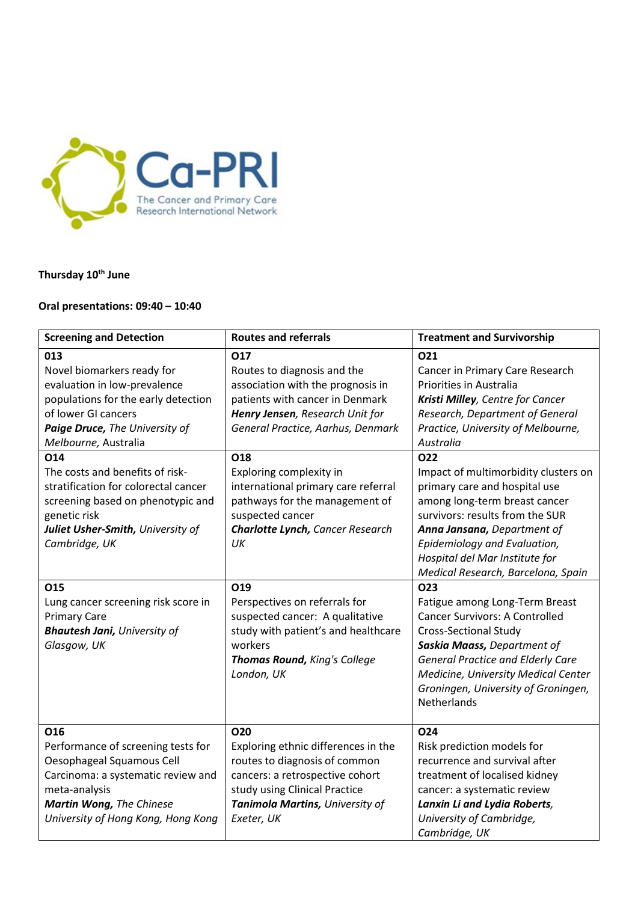Ca-PRI
The Cancer and Primary Care Research International Network

**Thursday 10th June**

**Oral presentations: 09:40 – 10:40**

| Screening and Detection | Routes and referrals | Treatment and Survivorship |
|---|---|---|
| **013**<br>Novel biomarkers ready for evaluation in low-prevalence populations for the early detection of lower GI cancers<br>***Paige Druce,*** *The University of Melbourne*, Australia | **O17**<br>Routes to diagnosis and the association with the prognosis in patients with cancer in Denmark<br>***Henry Jensen****, Research Unit for General Practice, Aarhus, Denmark* | **O21**<br>Cancer in Primary Care Research Priorities in Australia<br>***Kristi Milley****, Centre for Cancer Research, Department of General Practice, University of Melbourne, Australia* |
| **O14**<br>The costs and benefits of risk-stratification for colorectal cancer screening based on phenotypic and genetic risk<br>***Juliet Usher-Smith,*** *University of Cambridge, UK* | **O18**<br>Exploring complexity in international primary care referral pathways for the management of suspected cancer<br>***Charlotte Lynch,*** *Cancer Research UK* | **O22**<br>Impact of multimorbidity clusters on primary care and hospital use among long-term breast cancer survivors: results from the SUR<br>***Anna Jansana,*** *Department of Epidemiology and Evaluation, Hospital del Mar Institute for Medical Research, Barcelona, Spain* |
| **O15**<br>Lung cancer screening risk score in Primary Care<br>***Bhautesh Jani,*** *University of Glasgow, UK* | **O19**<br>Perspectives on referrals for suspected cancer: A qualitative study with patient's and healthcare workers<br>***Thomas Round,*** *King's College London, UK* | **O23**<br>Fatigue among Long-Term Breast Cancer Survivors: A Controlled Cross-Sectional Study<br>***Saskia Maass,*** *Department of General Practice and Elderly Care Medicine, University Medical Center Groningen, University of Groningen,* Netherlands |
| **O16**<br>Performance of screening tests for Oesophageal Squamous Cell Carcinoma: a systematic review and meta-analysis<br>***Martin Wong,*** *The Chinese University of Hong Kong, Hong Kong* | **O20**<br>Exploring ethnic differences in the routes to diagnosis of common cancers: a retrospective cohort study using Clinical Practice<br>***Tanimola Martins,*** *University of Exeter, UK* | **O24**<br>Risk prediction models for recurrence and survival after treatment of localised kidney cancer: a systematic review<br>***Lanxin Li and Lydia Roberts****, University of Cambridge, Cambridge, UK* |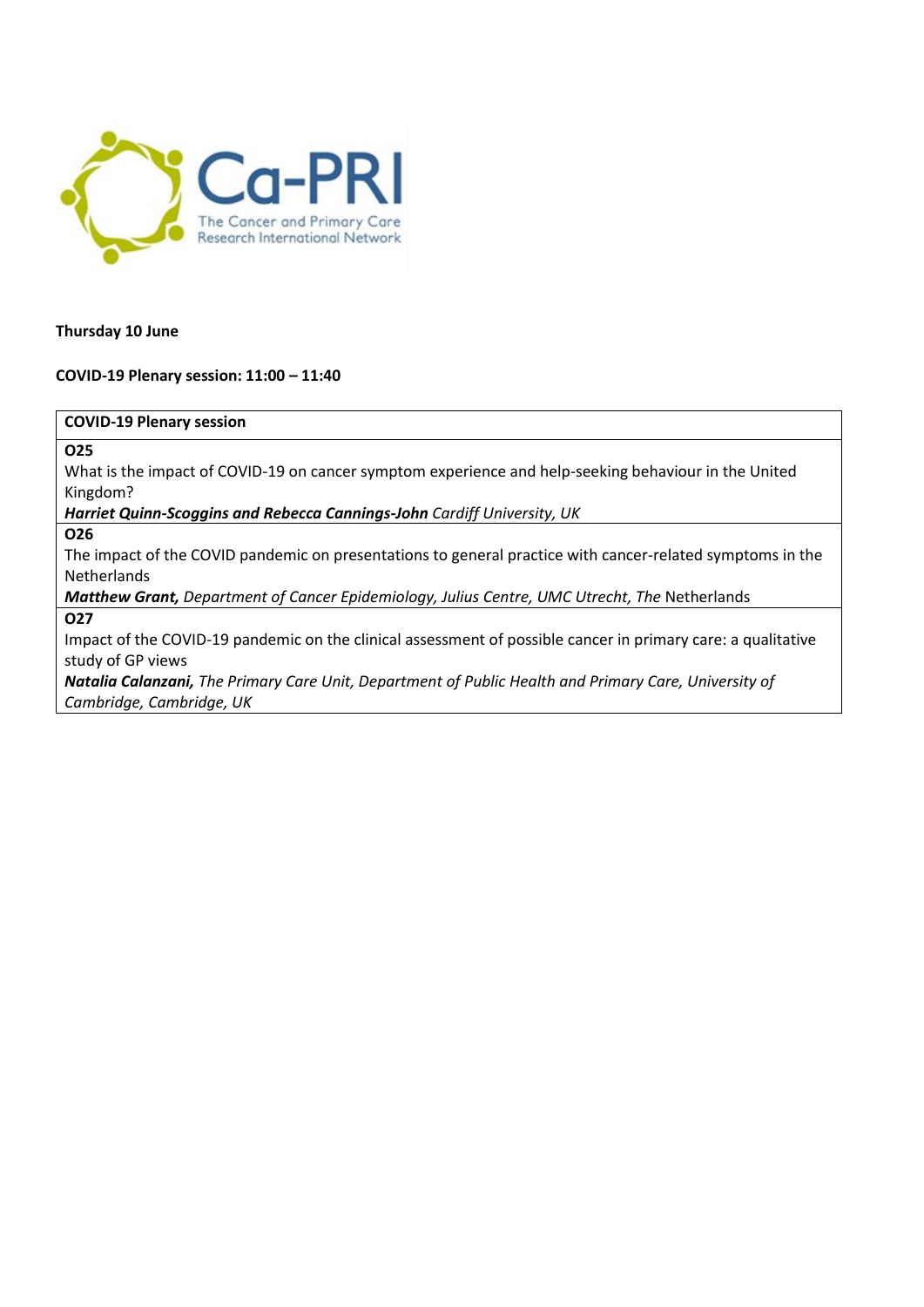**Thursday 10 June**

**COVID-19 Plenary session: 11:00 – 11:40**

| **COVID-19 Plenary session** |
|---|
| **O25**<br>What is the impact of COVID-19 on cancer symptom experience and help-seeking behaviour in the United Kingdom?<br>***Harriet Quinn-Scoggins and Rebecca Cannings-John*** *Cardiff University, UK* |
| **O26**<br>The impact of the COVID pandemic on presentations to general practice with cancer-related symptoms in the Netherlands<br>***Matthew Grant,*** *Department of Cancer Epidemiology, Julius Centre, UMC Utrecht, The* Netherlands |
| **O27**<br>Impact of the COVID-19 pandemic on the clinical assessment of possible cancer in primary care: a qualitative study of GP views<br>***Natalia Calanzani,*** *The Primary Care Unit, Department of Public Health and Primary Care, University of Cambridge, Cambridge, UK* |